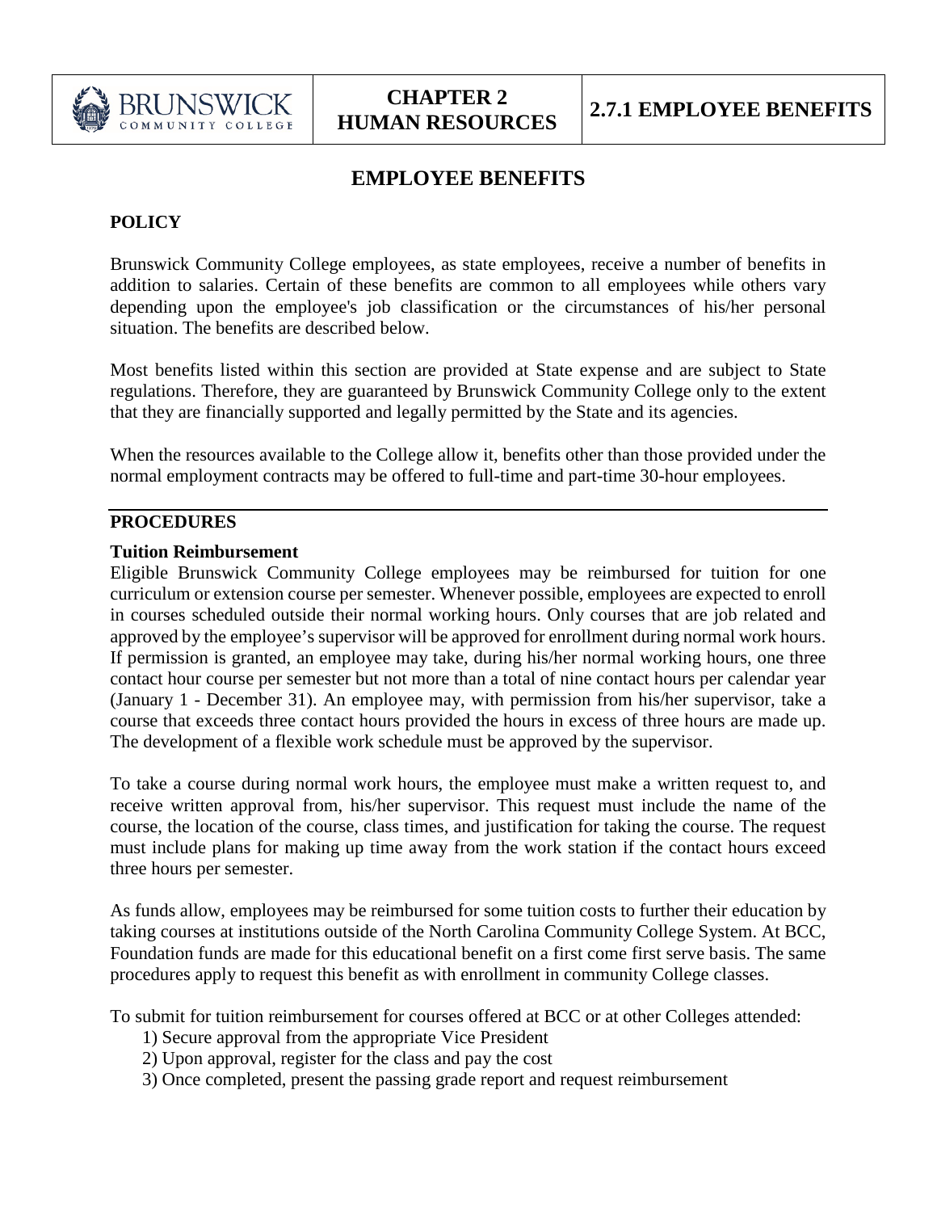# EMPLOYEE BENEFITS

## POLICY

Brunswick Community College employees, as state employees, receive a number of benefits in addition to salaries. Certain of these benefits are common to all employees while others vary depending upon the employee's job classification or the circumstances of his/her personal situation. The benefits are described below.

Most benefits listed within this section are provided at State expense and are subject to State regulations. Therefore, they are guaranteed by Brunswick Community College only to the extent that they are financially supported and legally permitted by the State and its agencies.

When the resources available to the College allow it, benefits other than those provided under the normal employment contracts may be offered to full-time and part-time 30-hour employees.

## PROCEDURES

### Tuition Reimbursement

Eligible Brunswick Community College employees may be reimbursed for tuition for one curriculum or extension course per semester. Whenever possible, employees are expected to enroll in courses scheduled outside their normal working hours. Only courses that are job related and approved by the employee's supervisor will be approved for enrollment during normal work hours. If permission is granted, an employee may take, during his/her normal working hours, one three contact hour course per semester but not more than a total of nine contact hours per calendar year (January 1 - December 31). An employee may, with permission from his/her supervisor, take a course that exceeds three contact hours provided the hours in excess of three hours are made up. The development of a flexible work schedule must be approved by the supervisor.

To take a course during normal work hours, the employee must make a written request to, and receive written approval from, his/her supervisor. This request must include the name of the course, the location of the course, class times, and justification for taking the course. The request must include plans for making up time away from the work station if the contact hours exceed three hours per semester.

As funds allow, employees may be reimbursed for some tuition costs to further their education by taking courses at institutions outside of the North Carolina Community College System. At BCC, Foundation funds are made for this educational benefit on a first come first serve basis. The same procedures apply to request this benefit as with enrollment in community College classes.

To submit for tuition reimbursement for courses offered at BCC or at other Colleges attended:

1) Secure approval from the appropriate Vice President
2) Upon approval, register for the class and pay the cost
3) Once completed, present the passing grade report and request reimbursement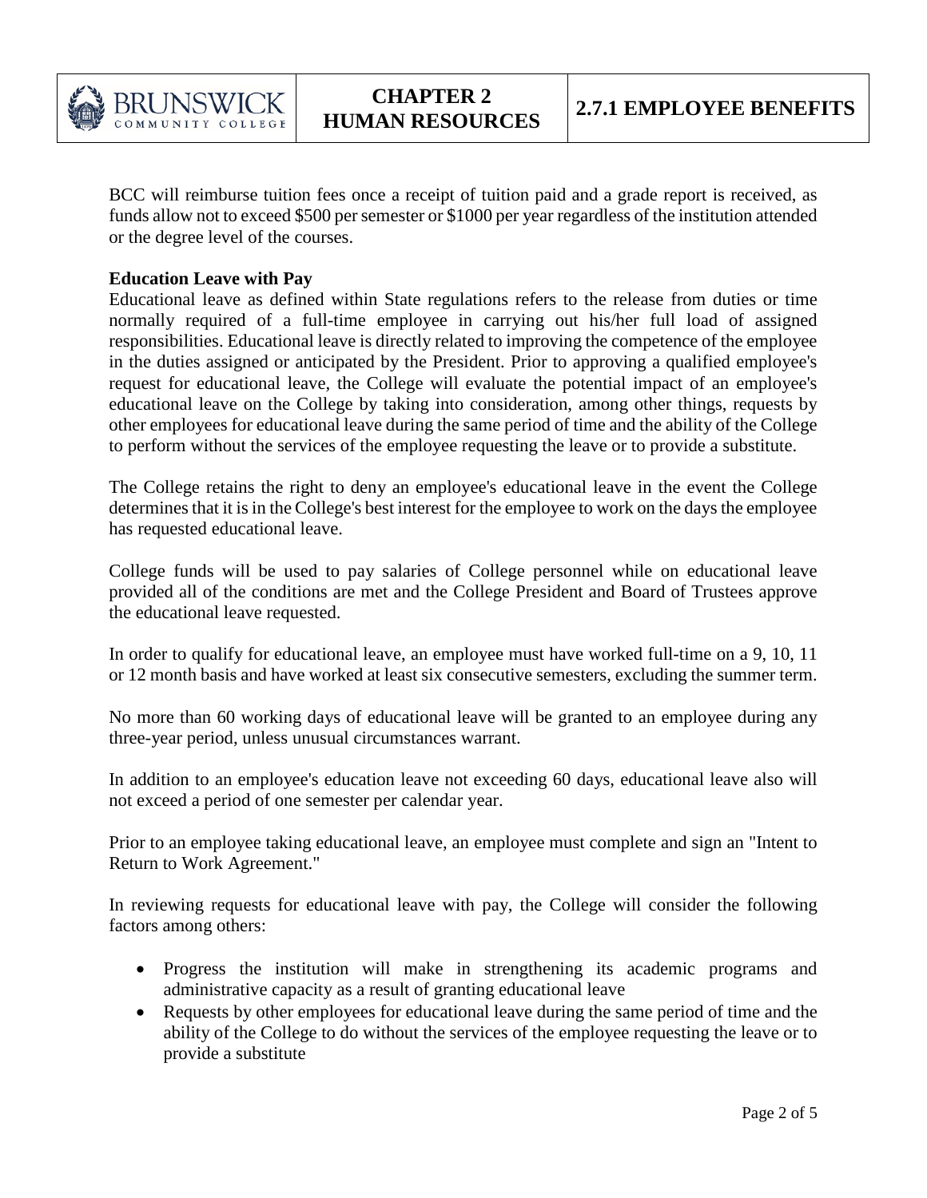BCC will reimburse tuition fees once a receipt of tuition paid and a grade report is received, as funds allow not to exceed $500 per semester or $1000 per year regardless of the institution attended or the degree level of the courses.

**Education Leave with Pay**

Educational leave as defined within State regulations refers to the release from duties or time normally required of a full-time employee in carrying out his/her full load of assigned responsibilities. Educational leave is directly related to improving the competence of the employee in the duties assigned or anticipated by the President. Prior to approving a qualified employee's request for educational leave, the College will evaluate the potential impact of an employee's educational leave on the College by taking into consideration, among other things, requests by other employees for educational leave during the same period of time and the ability of the College to perform without the services of the employee requesting the leave or to provide a substitute.

The College retains the right to deny an employee's educational leave in the event the College determines that it is in the College's best interest for the employee to work on the days the employee has requested educational leave.

College funds will be used to pay salaries of College personnel while on educational leave provided all of the conditions are met and the College President and Board of Trustees approve the educational leave requested.

In order to qualify for educational leave, an employee must have worked full-time on a 9, 10, 11 or 12 month basis and have worked at least six consecutive semesters, excluding the summer term.

No more than 60 working days of educational leave will be granted to an employee during any three-year period, unless unusual circumstances warrant.

In addition to an employee's education leave not exceeding 60 days, educational leave also will not exceed a period of one semester per calendar year.

Prior to an employee taking educational leave, an employee must complete and sign an "Intent to Return to Work Agreement."

In reviewing requests for educational leave with pay, the College will consider the following factors among others:

- Progress the institution will make in strengthening its academic programs and administrative capacity as a result of granting educational leave
- Requests by other employees for educational leave during the same period of time and the ability of the College to do without the services of the employee requesting the leave or to provide a substitute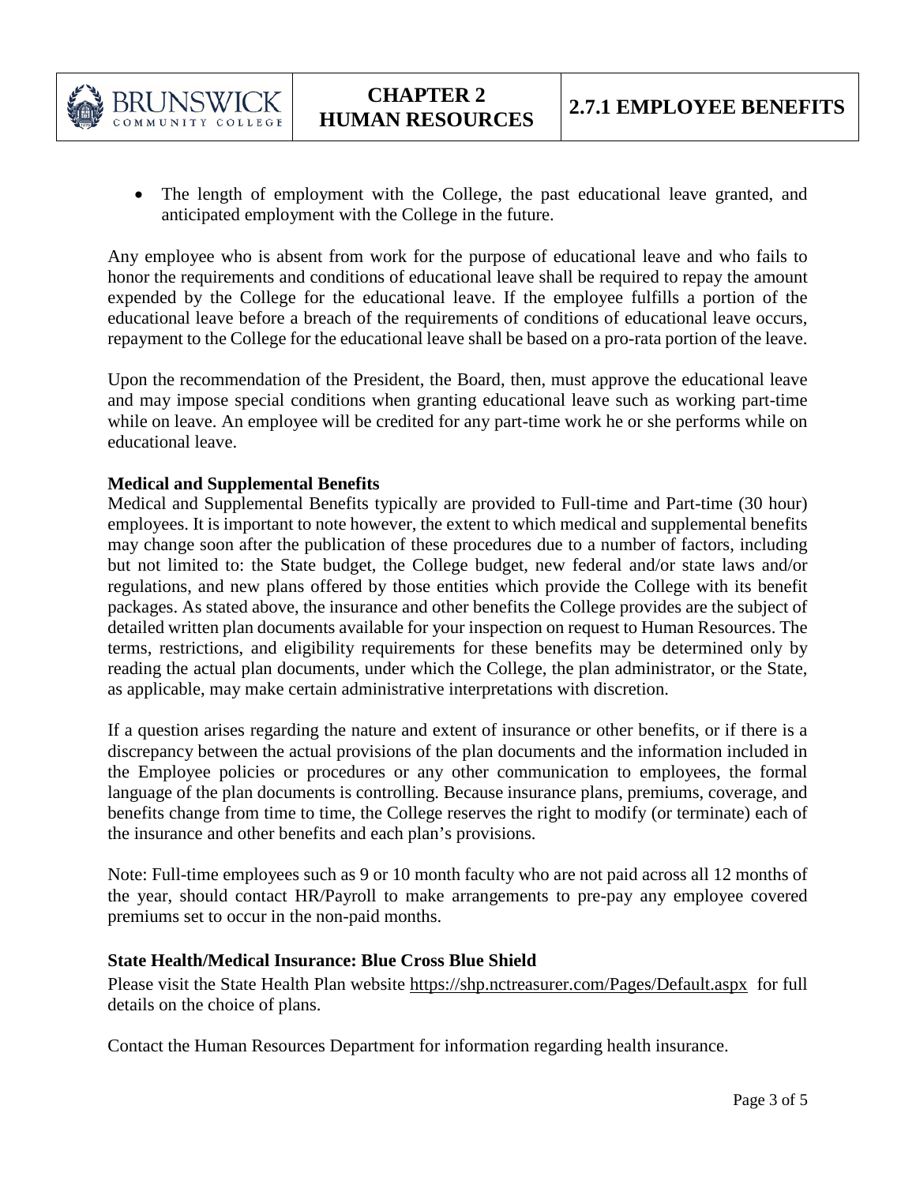- The length of employment with the College, the past educational leave granted, and anticipated employment with the College in the future.

Any employee who is absent from work for the purpose of educational leave and who fails to honor the requirements and conditions of educational leave shall be required to repay the amount expended by the College for the educational leave. If the employee fulfills a portion of the educational leave before a breach of the requirements of conditions of educational leave occurs, repayment to the College for the educational leave shall be based on a pro-rata portion of the leave.

Upon the recommendation of the President, the Board, then, must approve the educational leave and may impose special conditions when granting educational leave such as working part-time while on leave. An employee will be credited for any part-time work he or she performs while on educational leave.

**Medical and Supplemental Benefits**

Medical and Supplemental Benefits typically are provided to Full-time and Part-time (30 hour) employees. It is important to note however, the extent to which medical and supplemental benefits may change soon after the publication of these procedures due to a number of factors, including but not limited to: the State budget, the College budget, new federal and/or state laws and/or regulations, and new plans offered by those entities which provide the College with its benefit packages. As stated above, the insurance and other benefits the College provides are the subject of detailed written plan documents available for your inspection on request to Human Resources. The terms, restrictions, and eligibility requirements for these benefits may be determined only by reading the actual plan documents, under which the College, the plan administrator, or the State, as applicable, may make certain administrative interpretations with discretion.

If a question arises regarding the nature and extent of insurance or other benefits, or if there is a discrepancy between the actual provisions of the plan documents and the information included in the Employee policies or procedures or any other communication to employees, the formal language of the plan documents is controlling. Because insurance plans, premiums, coverage, and benefits change from time to time, the College reserves the right to modify (or terminate) each of the insurance and other benefits and each plan's provisions.

Note: Full-time employees such as 9 or 10 month faculty who are not paid across all 12 months of the year, should contact HR/Payroll to make arrangements to pre-pay any employee covered premiums set to occur in the non-paid months.

**State Health/Medical Insurance: Blue Cross Blue Shield**

Please visit the State Health Plan website https://shp.nctreasurer.com/Pages/Default.aspx for full details on the choice of plans.

Contact the Human Resources Department for information regarding health insurance.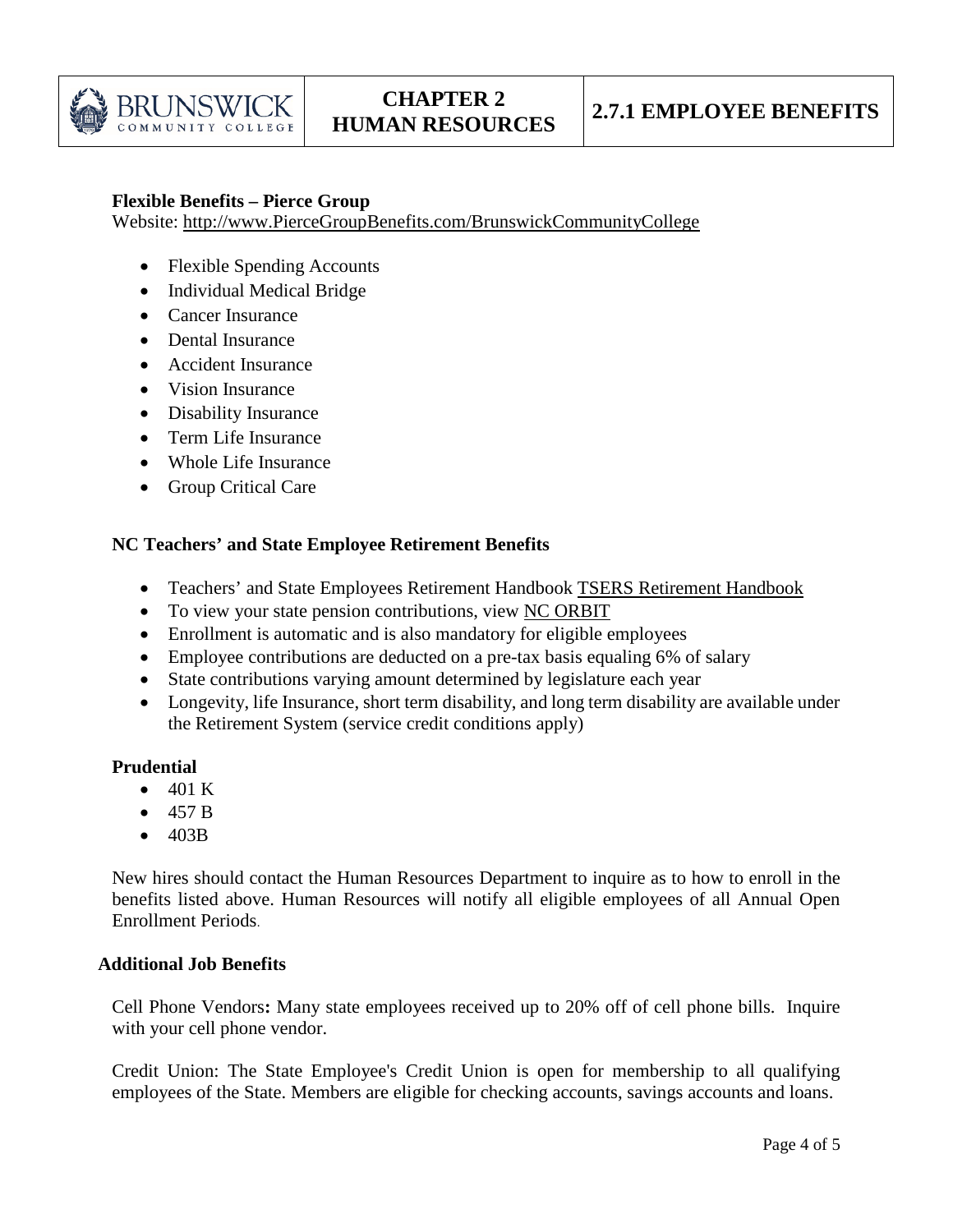**Flexible Benefits – Pierce Group**
Website: http://www.PierceGroupBenefits.com/BrunswickCommunityCollege

- Flexible Spending Accounts
- Individual Medical Bridge
- Cancer Insurance
- Dental Insurance
- Accident Insurance
- Vision Insurance
- Disability Insurance
- Term Life Insurance
- Whole Life Insurance
- Group Critical Care

**NC Teachers' and State Employee Retirement Benefits**

- Teachers' and State Employees Retirement Handbook TSERS Retirement Handbook
- To view your state pension contributions, view NC ORBIT
- Enrollment is automatic and is also mandatory for eligible employees
- Employee contributions are deducted on a pre-tax basis equaling 6% of salary
- State contributions varying amount determined by legislature each year
- Longevity, life Insurance, short term disability, and long term disability are available under the Retirement System (service credit conditions apply)

**Prudential**

- 401 K
- 457 B
- 403B

New hires should contact the Human Resources Department to inquire as to how to enroll in the benefits listed above. Human Resources will notify all eligible employees of all Annual Open Enrollment Periods.

**Additional Job Benefits**

Cell Phone Vendors**:** Many state employees received up to 20% off of cell phone bills. Inquire with your cell phone vendor.

Credit Union: The State Employee's Credit Union is open for membership to all qualifying employees of the State. Members are eligible for checking accounts, savings accounts and loans.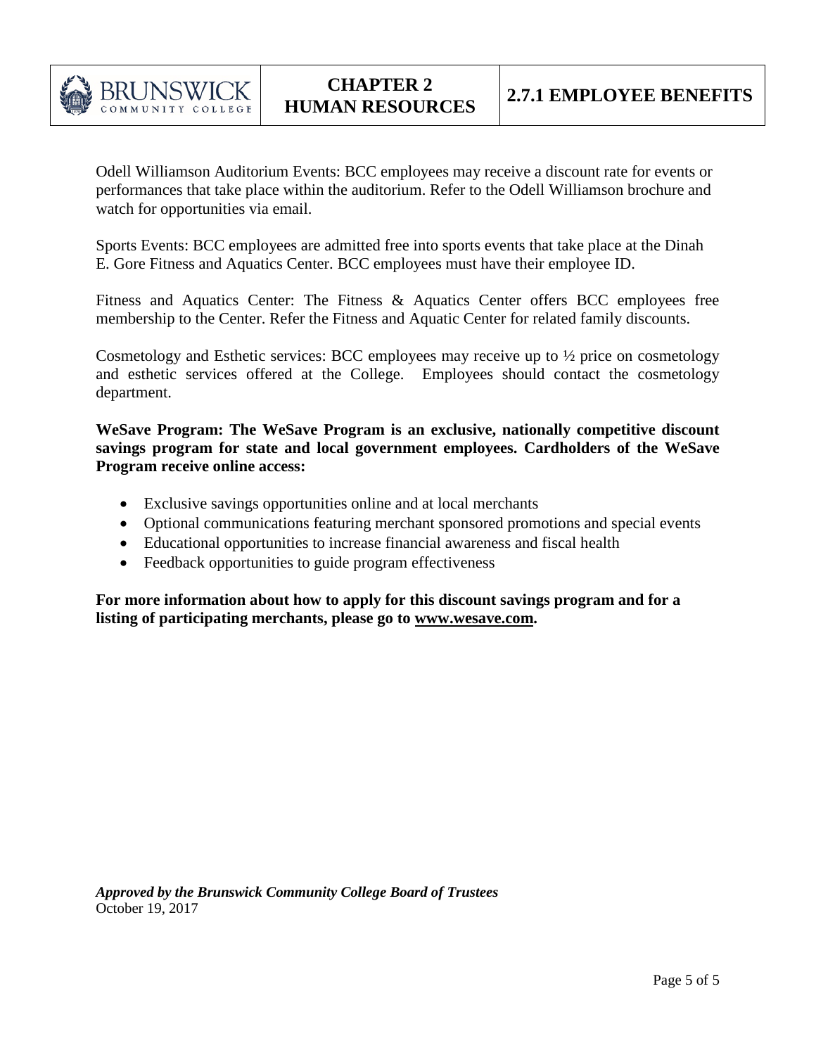Odell Williamson Auditorium Events: BCC employees may receive a discount rate for events or performances that take place within the auditorium. Refer to the Odell Williamson brochure and watch for opportunities via email.

Sports Events: BCC employees are admitted free into sports events that take place at the Dinah E. Gore Fitness and Aquatics Center. BCC employees must have their employee ID.

Fitness and Aquatics Center: The Fitness & Aquatics Center offers BCC employees free membership to the Center. Refer the Fitness and Aquatic Center for related family discounts.

Cosmetology and Esthetic services: BCC employees may receive up to ½ price on cosmetology and esthetic services offered at the College. Employees should contact the cosmetology department.

**WeSave Program: The WeSave Program is an exclusive, nationally competitive discount savings program for state and local government employees. Cardholders of the WeSave Program receive online access:**

- Exclusive savings opportunities online and at local merchants
- Optional communications featuring merchant sponsored promotions and special events
- Educational opportunities to increase financial awareness and fiscal health
- Feedback opportunities to guide program effectiveness

**For more information about how to apply for this discount savings program and for a listing of participating merchants, please go to www.wesave.com.**

***Approved by the Brunswick Community College Board of Trustees***
October 19, 2017